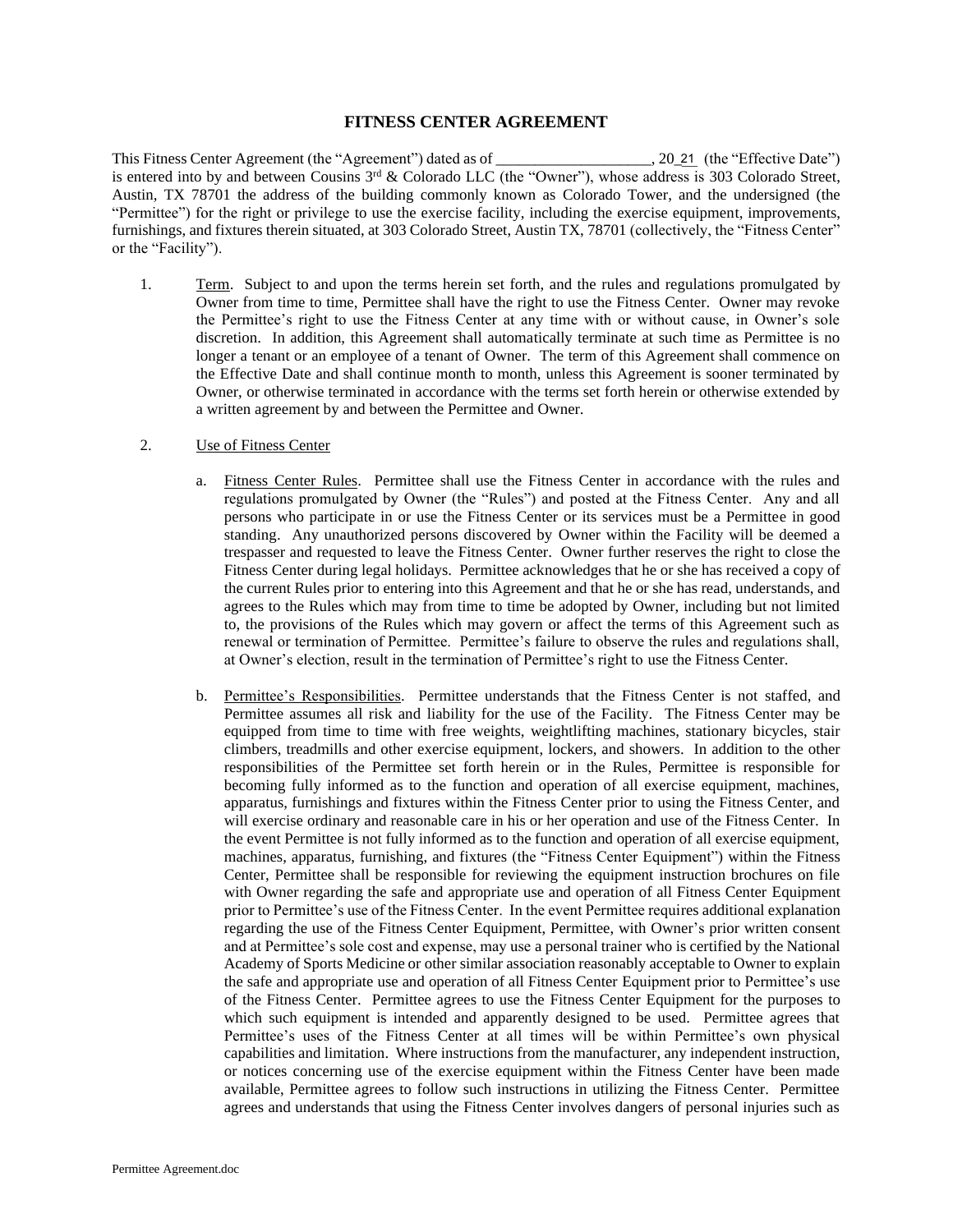# FITNESS CENTER AGREEMENT

This Fitness Center Agreement (the "Agreement") dated as of ____________________, 20_21_ (the "Effective Date") is entered into by and between Cousins 3rd & Colorado LLC (the "Owner"), whose address is 303 Colorado Street, Austin, TX 78701 the address of the building commonly known as Colorado Tower, and the undersigned (the "Permittee") for the right or privilege to use the exercise facility, including the exercise equipment, improvements, furnishings, and fixtures therein situated, at 303 Colorado Street, Austin TX, 78701 (collectively, the "Fitness Center" or the "Facility").

1. Term. Subject to and upon the terms herein set forth, and the rules and regulations promulgated by Owner from time to time, Permittee shall have the right to use the Fitness Center. Owner may revoke the Permittee's right to use the Fitness Center at any time with or without cause, in Owner's sole discretion. In addition, this Agreement shall automatically terminate at such time as Permittee is no longer a tenant or an employee of a tenant of Owner. The term of this Agreement shall commence on the Effective Date and shall continue month to month, unless this Agreement is sooner terminated by Owner, or otherwise terminated in accordance with the terms set forth herein or otherwise extended by a written agreement by and between the Permittee and Owner.

2. Use of Fitness Center

   a. Fitness Center Rules. Permittee shall use the Fitness Center in accordance with the rules and regulations promulgated by Owner (the "Rules") and posted at the Fitness Center. Any and all persons who participate in or use the Fitness Center or its services must be a Permittee in good standing. Any unauthorized persons discovered by Owner within the Facility will be deemed a trespasser and requested to leave the Fitness Center. Owner further reserves the right to close the Fitness Center during legal holidays. Permittee acknowledges that he or she has received a copy of the current Rules prior to entering into this Agreement and that he or she has read, understands, and agrees to the Rules which may from time to time be adopted by Owner, including but not limited to, the provisions of the Rules which may govern or affect the terms of this Agreement such as renewal or termination of Permittee. Permittee's failure to observe the rules and regulations shall, at Owner's election, result in the termination of Permittee's right to use the Fitness Center.

   b. Permittee's Responsibilities. Permittee understands that the Fitness Center is not staffed, and Permittee assumes all risk and liability for the use of the Facility. The Fitness Center may be equipped from time to time with free weights, weightlifting machines, stationary bicycles, stair climbers, treadmills and other exercise equipment, lockers, and showers. In addition to the other responsibilities of the Permittee set forth herein or in the Rules, Permittee is responsible for becoming fully informed as to the function and operation of all exercise equipment, machines, apparatus, furnishings and fixtures within the Fitness Center prior to using the Fitness Center, and will exercise ordinary and reasonable care in his or her operation and use of the Fitness Center. In the event Permittee is not fully informed as to the function and operation of all exercise equipment, machines, apparatus, furnishing, and fixtures (the "Fitness Center Equipment") within the Fitness Center, Permittee shall be responsible for reviewing the equipment instruction brochures on file with Owner regarding the safe and appropriate use and operation of all Fitness Center Equipment prior to Permittee's use of the Fitness Center. In the event Permittee requires additional explanation regarding the use of the Fitness Center Equipment, Permittee, with Owner's prior written consent and at Permittee's sole cost and expense, may use a personal trainer who is certified by the National Academy of Sports Medicine or other similar association reasonably acceptable to Owner to explain the safe and appropriate use and operation of all Fitness Center Equipment prior to Permittee's use of the Fitness Center. Permittee agrees to use the Fitness Center Equipment for the purposes to which such equipment is intended and apparently designed to be used. Permittee agrees that Permittee's uses of the Fitness Center at all times will be within Permittee's own physical capabilities and limitation. Where instructions from the manufacturer, any independent instruction, or notices concerning use of the exercise equipment within the Fitness Center have been made available, Permittee agrees to follow such instructions in utilizing the Fitness Center. Permittee agrees and understands that using the Fitness Center involves dangers of personal injuries such as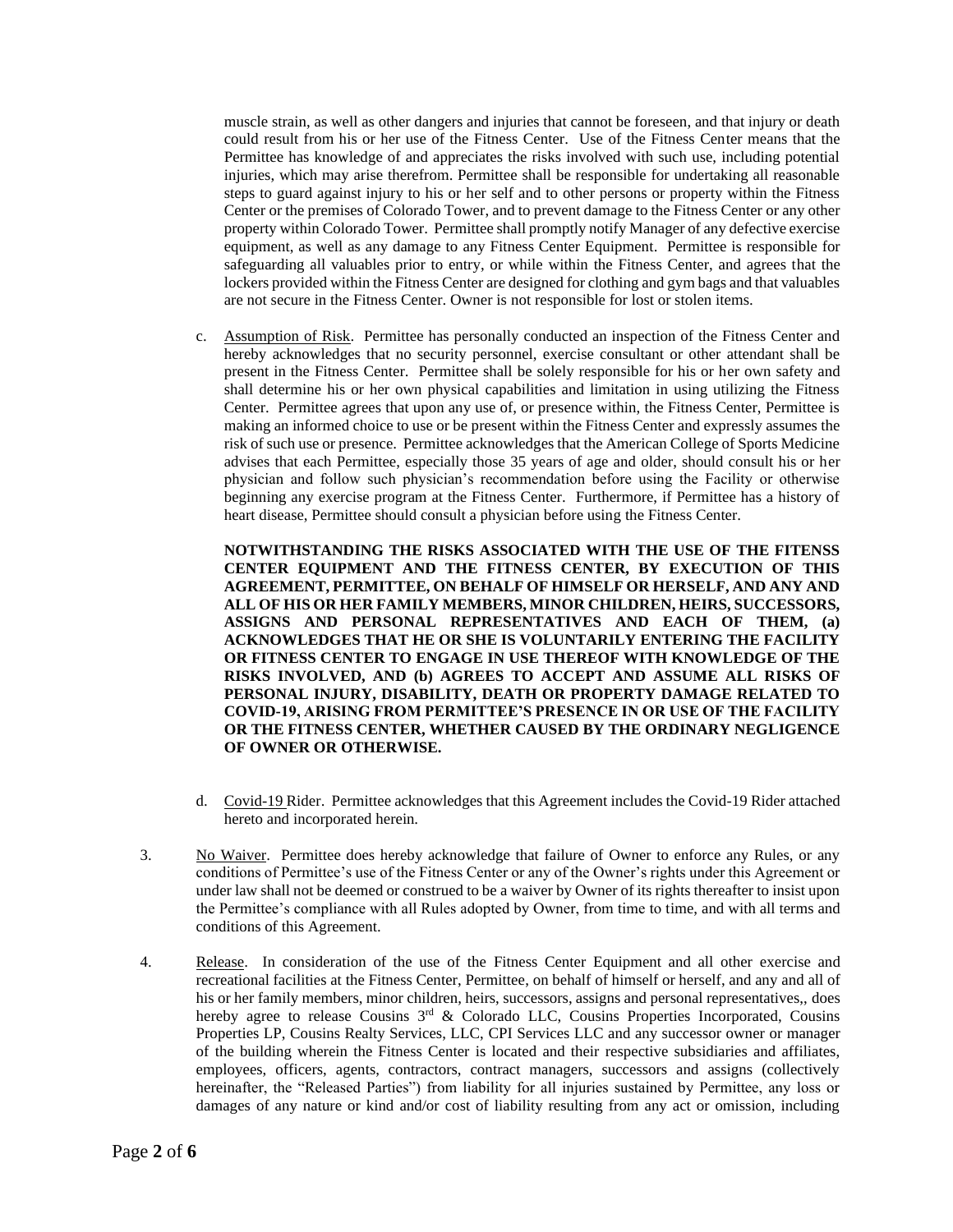muscle strain, as well as other dangers and injuries that cannot be foreseen, and that injury or death could result from his or her use of the Fitness Center. Use of the Fitness Center means that the Permittee has knowledge of and appreciates the risks involved with such use, including potential injuries, which may arise therefrom. Permittee shall be responsible for undertaking all reasonable steps to guard against injury to his or her self and to other persons or property within the Fitness Center or the premises of Colorado Tower, and to prevent damage to the Fitness Center or any other property within Colorado Tower. Permittee shall promptly notify Manager of any defective exercise equipment, as well as any damage to any Fitness Center Equipment. Permittee is responsible for safeguarding all valuables prior to entry, or while within the Fitness Center, and agrees that the lockers provided within the Fitness Center are designed for clothing and gym bags and that valuables are not secure in the Fitness Center. Owner is not responsible for lost or stolen items.

c. Assumption of Risk. Permittee has personally conducted an inspection of the Fitness Center and hereby acknowledges that no security personnel, exercise consultant or other attendant shall be present in the Fitness Center. Permittee shall be solely responsible for his or her own safety and shall determine his or her own physical capabilities and limitation in using utilizing the Fitness Center. Permittee agrees that upon any use of, or presence within, the Fitness Center, Permittee is making an informed choice to use or be present within the Fitness Center and expressly assumes the risk of such use or presence. Permittee acknowledges that the American College of Sports Medicine advises that each Permittee, especially those 35 years of age and older, should consult his or her physician and follow such physician's recommendation before using the Facility or otherwise beginning any exercise program at the Fitness Center. Furthermore, if Permittee has a history of heart disease, Permittee should consult a physician before using the Fitness Center.

**NOTWITHSTANDING THE RISKS ASSOCIATED WITH THE USE OF THE FITENSS CENTER EQUIPMENT AND THE FITNESS CENTER, BY EXECUTION OF THIS AGREEMENT, PERMITTEE, ON BEHALF OF HIMSELF OR HERSELF, AND ANY AND ALL OF HIS OR HER FAMILY MEMBERS, MINOR CHILDREN, HEIRS, SUCCESSORS, ASSIGNS AND PERSONAL REPRESENTATIVES AND EACH OF THEM, (a) ACKNOWLEDGES THAT HE OR SHE IS VOLUNTARILY ENTERING THE FACILITY OR FITNESS CENTER TO ENGAGE IN USE THEREOF WITH KNOWLEDGE OF THE RISKS INVOLVED, AND (b) AGREES TO ACCEPT AND ASSUME ALL RISKS OF PERSONAL INJURY, DISABILITY, DEATH OR PROPERTY DAMAGE RELATED TO COVID-19, ARISING FROM PERMITTEE'S PRESENCE IN OR USE OF THE FACILITY OR THE FITNESS CENTER, WHETHER CAUSED BY THE ORDINARY NEGLIGENCE OF OWNER OR OTHERWISE.**

d. Covid-19 Rider. Permittee acknowledges that this Agreement includes the Covid-19 Rider attached hereto and incorporated herein.

3. No Waiver. Permittee does hereby acknowledge that failure of Owner to enforce any Rules, or any conditions of Permittee's use of the Fitness Center or any of the Owner's rights under this Agreement or under law shall not be deemed or construed to be a waiver by Owner of its rights thereafter to insist upon the Permittee's compliance with all Rules adopted by Owner, from time to time, and with all terms and conditions of this Agreement.

4. Release. In consideration of the use of the Fitness Center Equipment and all other exercise and recreational facilities at the Fitness Center, Permittee, on behalf of himself or herself, and any and all of his or her family members, minor children, heirs, successors, assigns and personal representatives,, does hereby agree to release Cousins 3rd & Colorado LLC, Cousins Properties Incorporated, Cousins Properties LP, Cousins Realty Services, LLC, CPI Services LLC and any successor owner or manager of the building wherein the Fitness Center is located and their respective subsidiaries and affiliates, employees, officers, agents, contractors, contract managers, successors and assigns (collectively hereinafter, the "Released Parties") from liability for all injuries sustained by Permittee, any loss or damages of any nature or kind and/or cost of liability resulting from any act or omission, including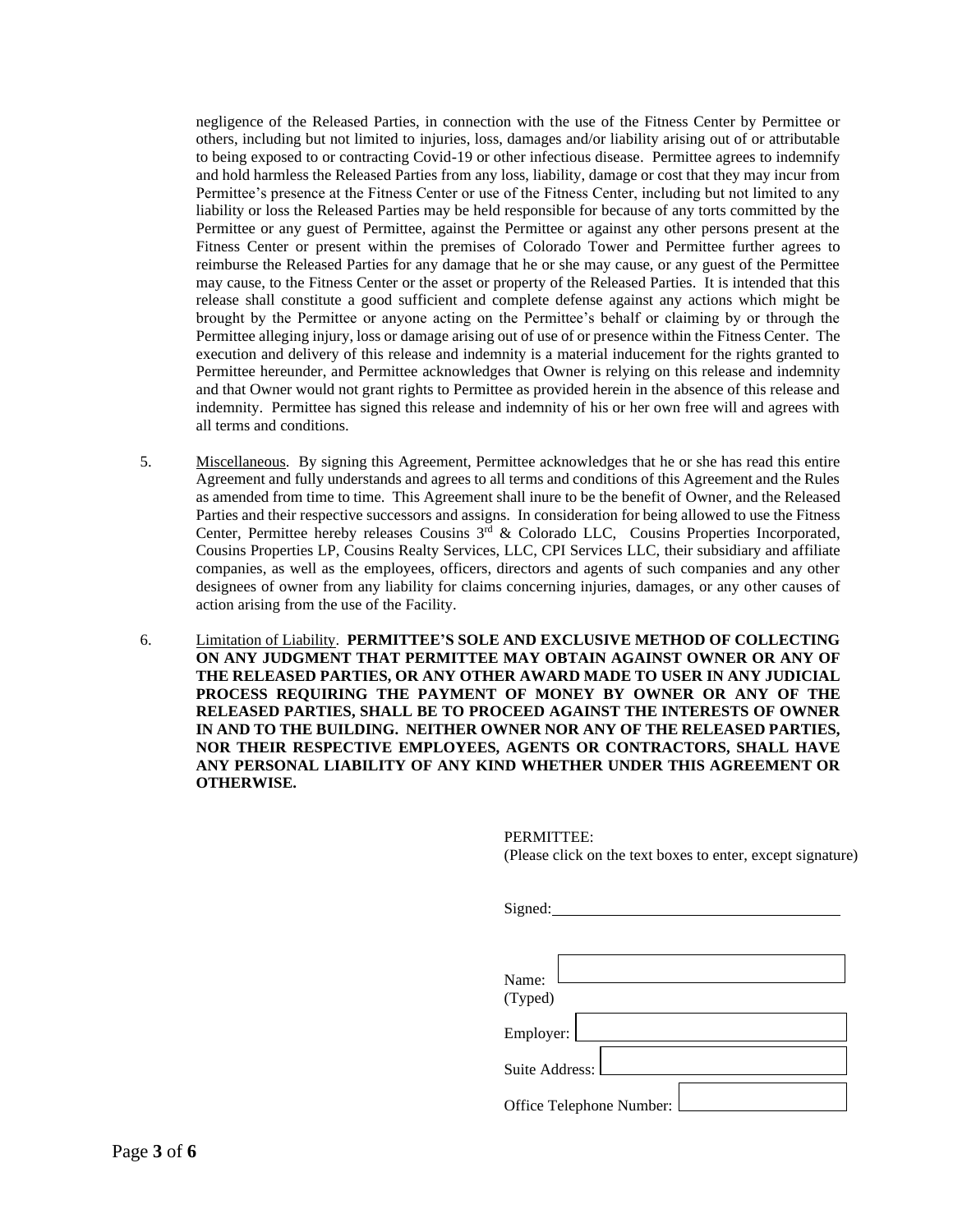negligence of the Released Parties, in connection with the use of the Fitness Center by Permittee or others, including but not limited to injuries, loss, damages and/or liability arising out of or attributable to being exposed to or contracting Covid-19 or other infectious disease. Permittee agrees to indemnify and hold harmless the Released Parties from any loss, liability, damage or cost that they may incur from Permittee's presence at the Fitness Center or use of the Fitness Center, including but not limited to any liability or loss the Released Parties may be held responsible for because of any torts committed by the Permittee or any guest of Permittee, against the Permittee or against any other persons present at the Fitness Center or present within the premises of Colorado Tower and Permittee further agrees to reimburse the Released Parties for any damage that he or she may cause, or any guest of the Permittee may cause, to the Fitness Center or the asset or property of the Released Parties. It is intended that this release shall constitute a good sufficient and complete defense against any actions which might be brought by the Permittee or anyone acting on the Permittee's behalf or claiming by or through the Permittee alleging injury, loss or damage arising out of use of or presence within the Fitness Center. The execution and delivery of this release and indemnity is a material inducement for the rights granted to Permittee hereunder, and Permittee acknowledges that Owner is relying on this release and indemnity and that Owner would not grant rights to Permittee as provided herein in the absence of this release and indemnity. Permittee has signed this release and indemnity of his or her own free will and agrees with all terms and conditions.

5. Miscellaneous. By signing this Agreement, Permittee acknowledges that he or she has read this entire Agreement and fully understands and agrees to all terms and conditions of this Agreement and the Rules as amended from time to time. This Agreement shall inure to be the benefit of Owner, and the Released Parties and their respective successors and assigns. In consideration for being allowed to use the Fitness Center, Permittee hereby releases Cousins 3rd & Colorado LLC, Cousins Properties Incorporated, Cousins Properties LP, Cousins Realty Services, LLC, CPI Services LLC, their subsidiary and affiliate companies, as well as the employees, officers, directors and agents of such companies and any other designees of owner from any liability for claims concerning injuries, damages, or any other causes of action arising from the use of the Facility.

6. Limitation of Liability. **PERMITTEE'S SOLE AND EXCLUSIVE METHOD OF COLLECTING ON ANY JUDGMENT THAT PERMITTEE MAY OBTAIN AGAINST OWNER OR ANY OF THE RELEASED PARTIES, OR ANY OTHER AWARD MADE TO USER IN ANY JUDICIAL PROCESS REQUIRING THE PAYMENT OF MONEY BY OWNER OR ANY OF THE RELEASED PARTIES, SHALL BE TO PROCEED AGAINST THE INTERESTS OF OWNER IN AND TO THE BUILDING. NEITHER OWNER NOR ANY OF THE RELEASED PARTIES, NOR THEIR RESPECTIVE EMPLOYEES, AGENTS OR CONTRACTORS, SHALL HAVE ANY PERSONAL LIABILITY OF ANY KIND WHETHER UNDER THIS AGREEMENT OR OTHERWISE.**

PERMITTEE:
(Please click on the text boxes to enter, except signature)

Signed: ____________________________

Name: ____________________________
(Typed)

Employer: ____________________________

Suite Address: ____________________________

Office Telephone Number: ____________________________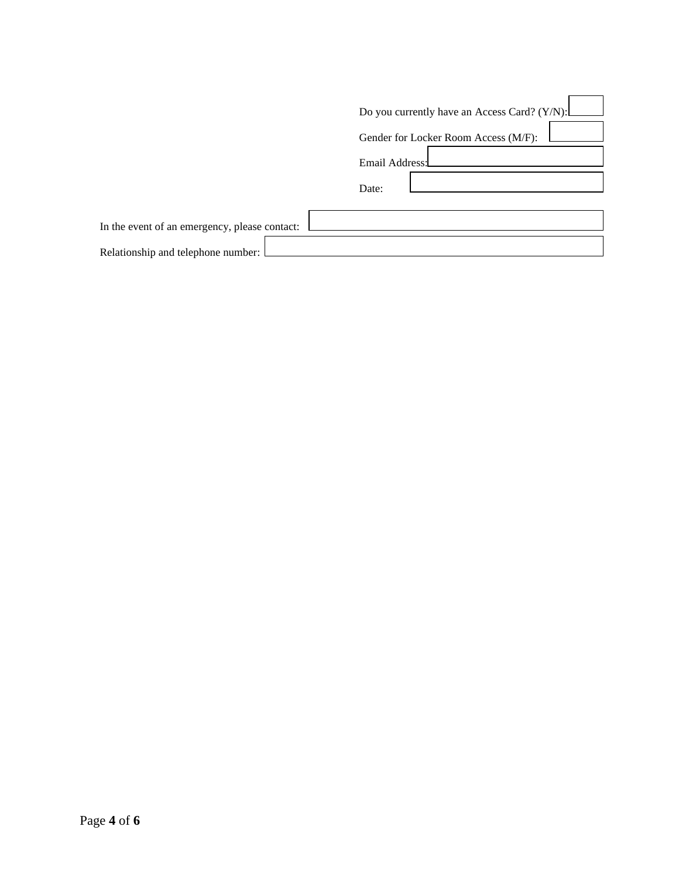Do you currently have an Access Card? (Y/N): 

Gender for Locker Room Access (M/F): 

Email Address: 

Date: 

In the event of an emergency, please contact: 

Relationship and telephone number: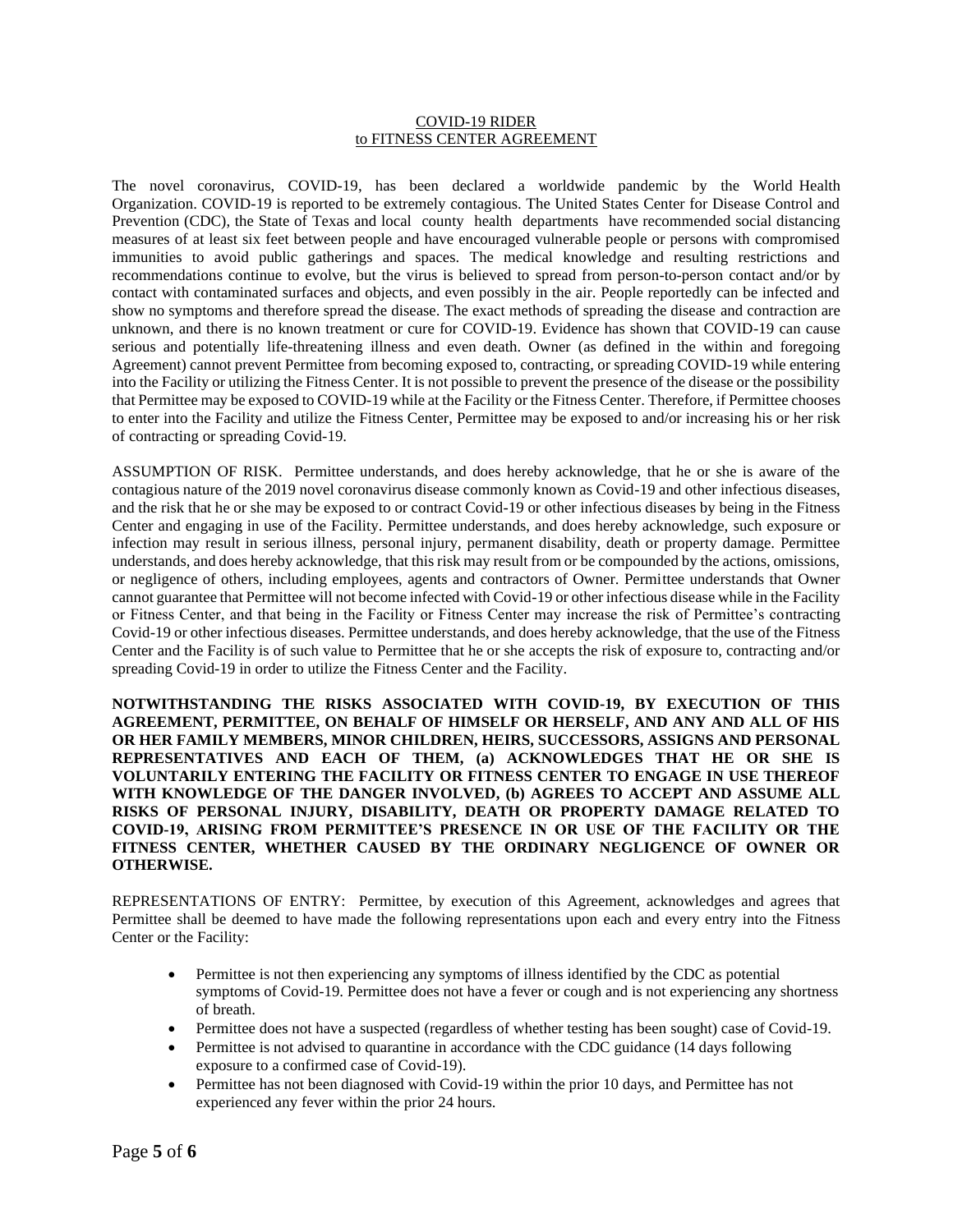# COVID-19 RIDER
## to FITNESS CENTER AGREEMENT

The novel coronavirus, COVID-19, has been declared a worldwide pandemic by the World Health Organization. COVID-19 is reported to be extremely contagious. The United States Center for Disease Control and Prevention (CDC), the State of Texas and local county health departments have recommended social distancing measures of at least six feet between people and have encouraged vulnerable people or persons with compromised immunities to avoid public gatherings and spaces. The medical knowledge and resulting restrictions and recommendations continue to evolve, but the virus is believed to spread from person-to-person contact and/or by contact with contaminated surfaces and objects, and even possibly in the air. People reportedly can be infected and show no symptoms and therefore spread the disease. The exact methods of spreading the disease and contraction are unknown, and there is no known treatment or cure for COVID-19. Evidence has shown that COVID-19 can cause serious and potentially life-threatening illness and even death. Owner (as defined in the within and foregoing Agreement) cannot prevent Permittee from becoming exposed to, contracting, or spreading COVID-19 while entering into the Facility or utilizing the Fitness Center. It is not possible to prevent the presence of the disease or the possibility that Permittee may be exposed to COVID-19 while at the Facility or the Fitness Center. Therefore, if Permittee chooses to enter into the Facility and utilize the Fitness Center, Permittee may be exposed to and/or increasing his or her risk of contracting or spreading Covid-19.

ASSUMPTION OF RISK. Permittee understands, and does hereby acknowledge, that he or she is aware of the contagious nature of the 2019 novel coronavirus disease commonly known as Covid-19 and other infectious diseases, and the risk that he or she may be exposed to or contract Covid-19 or other infectious diseases by being in the Fitness Center and engaging in use of the Facility. Permittee understands, and does hereby acknowledge, such exposure or infection may result in serious illness, personal injury, permanent disability, death or property damage. Permittee understands, and does hereby acknowledge, that this risk may result from or be compounded by the actions, omissions, or negligence of others, including employees, agents and contractors of Owner. Permittee understands that Owner cannot guarantee that Permittee will not become infected with Covid-19 or other infectious disease while in the Facility or Fitness Center, and that being in the Facility or Fitness Center may increase the risk of Permittee's contracting Covid-19 or other infectious diseases. Permittee understands, and does hereby acknowledge, that the use of the Fitness Center and the Facility is of such value to Permittee that he or she accepts the risk of exposure to, contracting and/or spreading Covid-19 in order to utilize the Fitness Center and the Facility.

**NOTWITHSTANDING THE RISKS ASSOCIATED WITH COVID-19, BY EXECUTION OF THIS AGREEMENT, PERMITTEE, ON BEHALF OF HIMSELF OR HERSELF, AND ANY AND ALL OF HIS OR HER FAMILY MEMBERS, MINOR CHILDREN, HEIRS, SUCCESSORS, ASSIGNS AND PERSONAL REPRESENTATIVES AND EACH OF THEM, (a) ACKNOWLEDGES THAT HE OR SHE IS VOLUNTARILY ENTERING THE FACILITY OR FITNESS CENTER TO ENGAGE IN USE THEREOF WITH KNOWLEDGE OF THE DANGER INVOLVED, (b) AGREES TO ACCEPT AND ASSUME ALL RISKS OF PERSONAL INJURY, DISABILITY, DEATH OR PROPERTY DAMAGE RELATED TO COVID-19, ARISING FROM PERMITTEE'S PRESENCE IN OR USE OF THE FACILITY OR THE FITNESS CENTER, WHETHER CAUSED BY THE ORDINARY NEGLIGENCE OF OWNER OR OTHERWISE.**

REPRESENTATIONS OF ENTRY: Permittee, by execution of this Agreement, acknowledges and agrees that Permittee shall be deemed to have made the following representations upon each and every entry into the Fitness Center or the Facility:

- Permittee is not then experiencing any symptoms of illness identified by the CDC as potential symptoms of Covid-19. Permittee does not have a fever or cough and is not experiencing any shortness of breath.
- Permittee does not have a suspected (regardless of whether testing has been sought) case of Covid-19.
- Permittee is not advised to quarantine in accordance with the CDC guidance (14 days following exposure to a confirmed case of Covid-19).
- Permittee has not been diagnosed with Covid-19 within the prior 10 days, and Permittee has not experienced any fever within the prior 24 hours.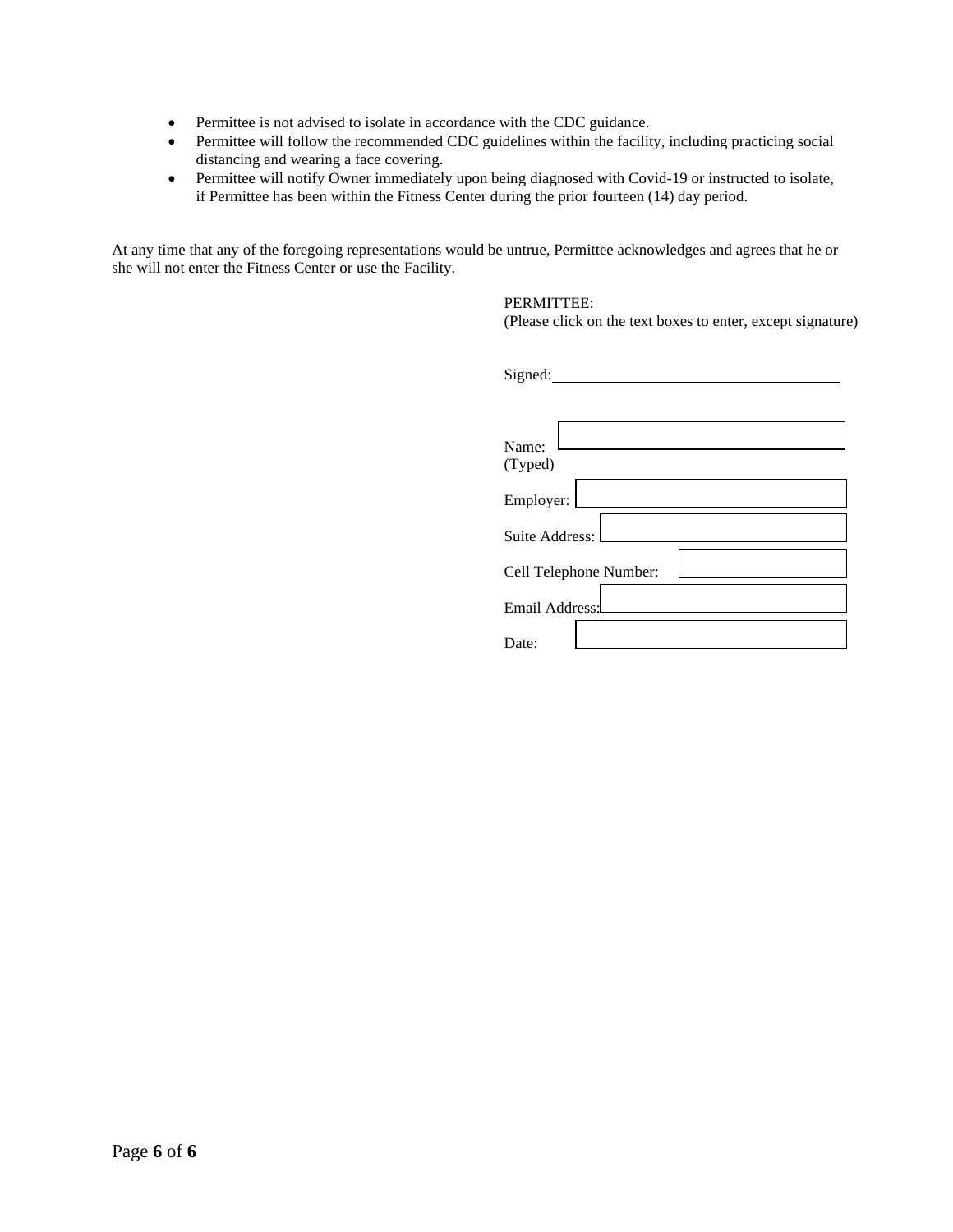- Permittee is not advised to isolate in accordance with the CDC guidance.
- Permittee will follow the recommended CDC guidelines within the facility, including practicing social distancing and wearing a face covering.
- Permittee will notify Owner immediately upon being diagnosed with Covid-19 or instructed to isolate, if Permittee has been within the Fitness Center during the prior fourteen (14) day period.

At any time that any of the foregoing representations would be untrue, Permittee acknowledges and agrees that he or she will not enter the Fitness Center or use the Facility.

PERMITTEE:
(Please click on the text boxes to enter, except signature)

Signed: ______________________________

Name:
(Typed) ______________________________

Employer: ______________________________

Suite Address: ______________________________

Cell Telephone Number: ______________________________

Email Address: ______________________________

Date: ______________________________